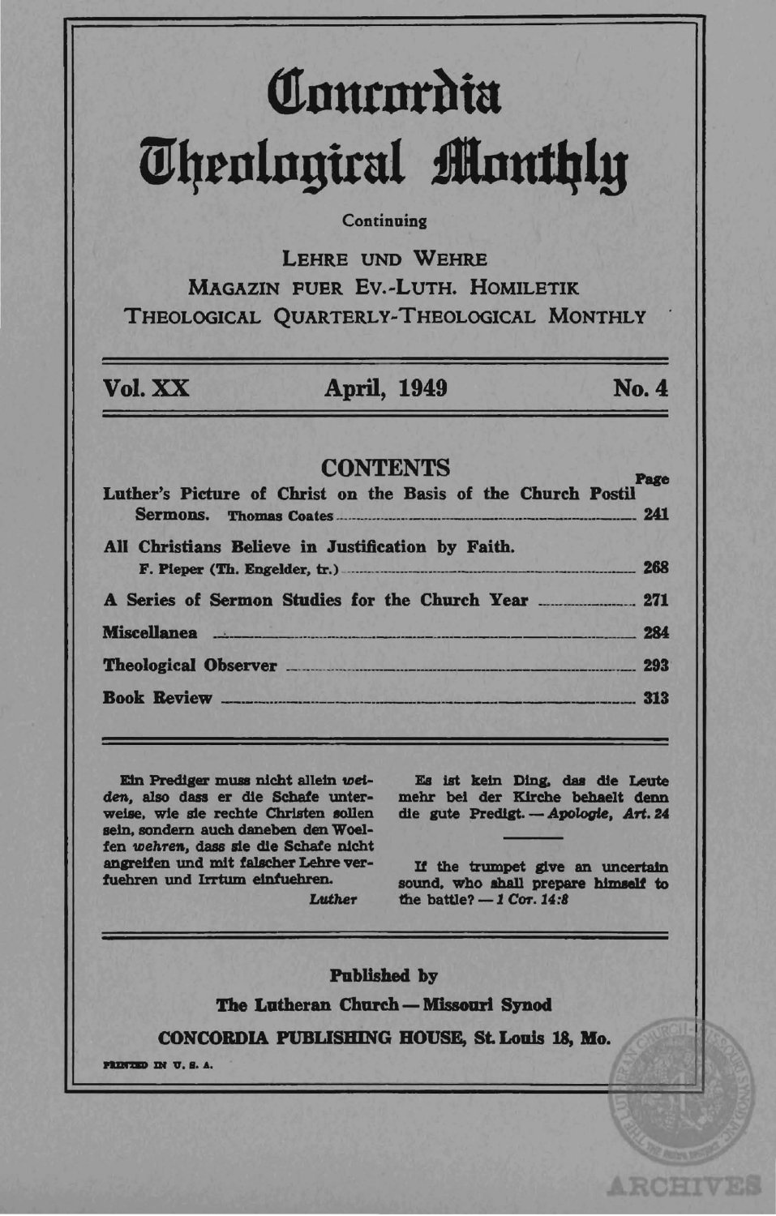# Concordia Theological Monthly

Continuing

LEHRE UND WEHRE
MAGAZIN FUER EV.-LUTH. HOMILETIK
THEOLOGICAL QUARTERLY-THEOLOGICAL MONTHLY

**Vol. XX** | **April, 1949** | **No. 4**

## CONTENTS

| | Page |
|---|---|
| **Luther's Picture of Christ on the Basis of the Church Postil Sermons.** Thomas Coates | 241 |
| **All Christians Believe in Justification by Faith.** F. Pieper (Th. Engelder, tr.) | 268 |
| **A Series of Sermon Studies for the Church Year** | 271 |
| **Miscellanea** | 284 |
| **Theological Observer** | 293 |
| **Book Review** | 313 |

Ein Prediger muss nicht allein *weiden*, also dass er die Schafe unterweise, wie sie rechte Christen sollen sein, sondern auch daneben den Woelfen *wehren*, dass sie die Schafe nicht angreifen und mit falscher Lehre verfuehren und Irrtum einfuehren.
*Luther*

Es ist kein Ding, das die Leute mehr bei der Kirche behaelt denn die gute Predigt. — *Apologie, Art. 24*

If the trumpet give an uncertain sound, who shall prepare himself to the battle? — *1 Cor. 14:8*

**Published by**
**The Lutheran Church — Missouri Synod**
**CONCORDIA PUBLISHING HOUSE, St. Louis 18, Mo.**

PRINTED IN U. S. A.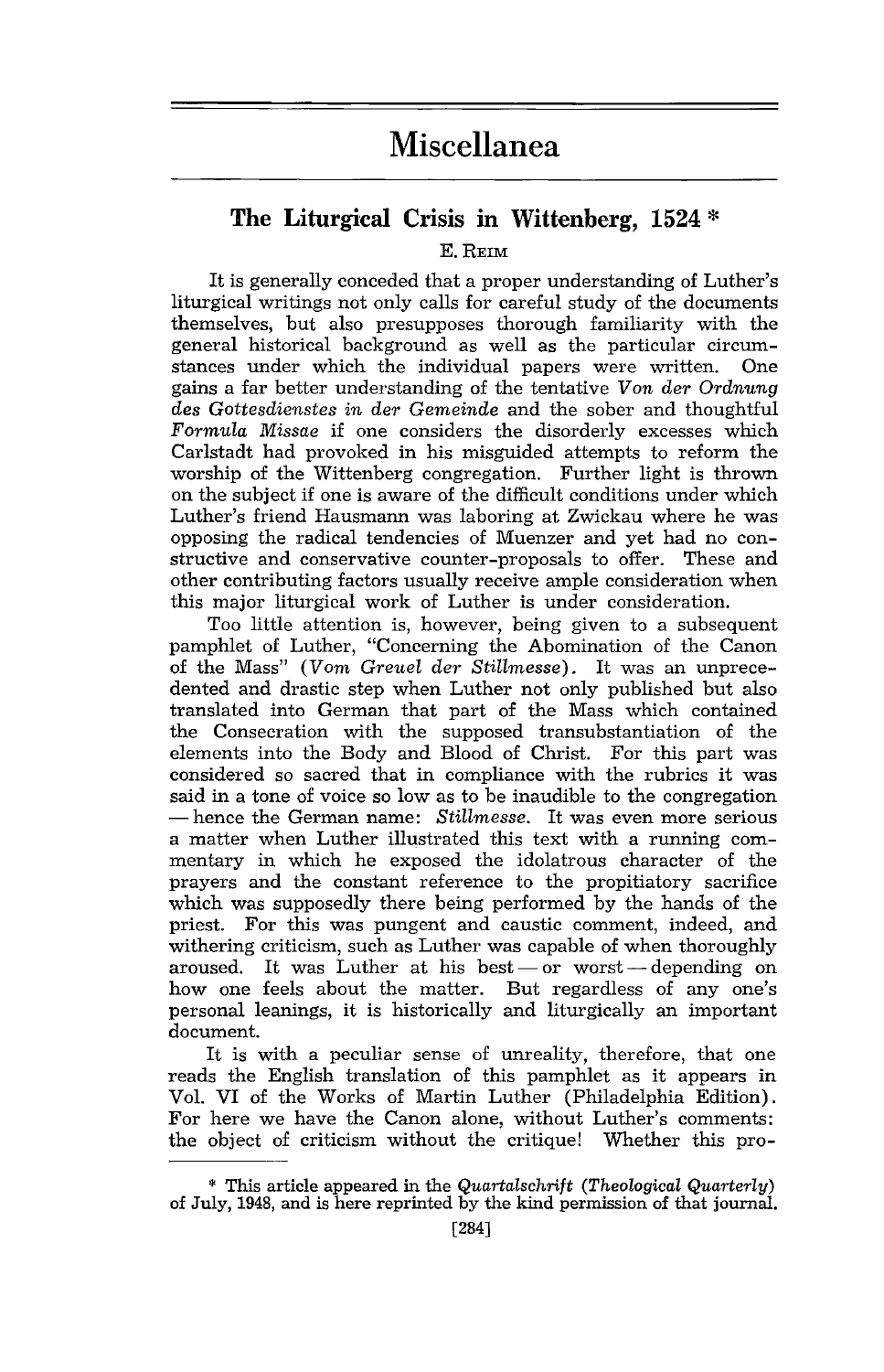# Miscellanea

## The Liturgical Crisis in Wittenberg, 1524 *

E. Reim

It is generally conceded that a proper understanding of Luther's liturgical writings not only calls for careful study of the documents themselves, but also presupposes thorough familiarity with the general historical background as well as the particular circumstances under which the individual papers were written. One gains a far better understanding of the tentative *Von der Ordnung des Gottesdienstes in der Gemeinde* and the sober and thoughtful *Formula Missae* if one considers the disorderly excesses which Carlstadt had provoked in his misguided attempts to reform the worship of the Wittenberg congregation. Further light is thrown on the subject if one is aware of the difficult conditions under which Luther's friend Hausmann was laboring at Zwickau where he was opposing the radical tendencies of Muenzer and yet had no constructive and conservative counter-proposals to offer. These and other contributing factors usually receive ample consideration when this major liturgical work of Luther is under consideration.

Too little attention is, however, being given to a subsequent pamphlet of Luther, "Concerning the Abomination of the Canon of the Mass" (*Vom Greuel der Stillmesse*). It was an unprecedented and drastic step when Luther not only published but also translated into German that part of the Mass which contained the Consecration with the supposed transubstantiation of the elements into the Body and Blood of Christ. For this part was considered so sacred that in compliance with the rubrics it was said in a tone of voice so low as to be inaudible to the congregation — hence the German name: *Stillmesse*. It was even more serious a matter when Luther illustrated this text with a running commentary in which he exposed the idolatrous character of the prayers and the constant reference to the propitiatory sacrifice which was supposedly there being performed by the hands of the priest. For this was pungent and caustic comment, indeed, and withering criticism, such as Luther was capable of when thoroughly aroused. It was Luther at his best — or worst — depending on how one feels about the matter. But regardless of any one's personal leanings, it is historically and liturgically an important document.

It is with a peculiar sense of unreality, therefore, that one reads the English translation of this pamphlet as it appears in Vol. VI of the Works of Martin Luther (Philadelphia Edition). For here we have the Canon alone, without Luther's comments: the object of criticism without the critique! Whether this pro-

---

* This article appeared in the *Quartalschrift* (*Theological Quarterly*) of July, 1948, and is here reprinted by the kind permission of that journal.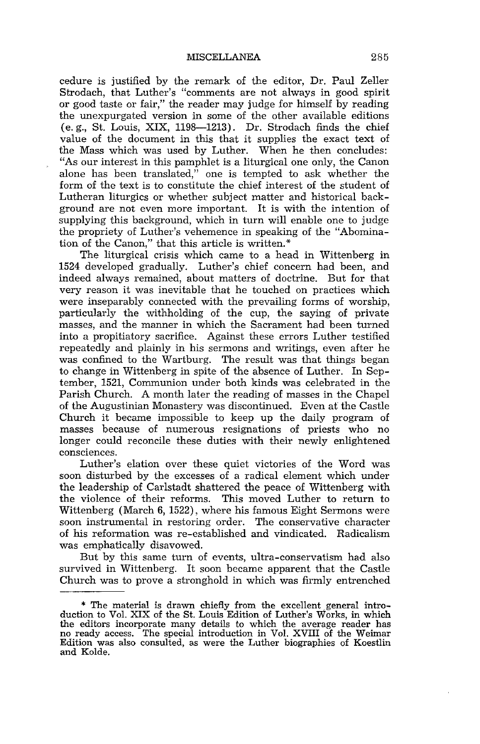cedure is justified by the remark of the editor, Dr. Paul Zeller Strodach, that Luther's "comments are not always in good spirit or good taste or fair," the reader may judge for himself by reading the unexpurgated version in some of the other available editions (e. g., St. Louis, XIX, 1198—1213). Dr. Strodach finds the chief value of the document in this that it supplies the exact text of the Mass which was used by Luther. When he then concludes: "As our interest in this pamphlet is a liturgical one only, the Canon alone has been translated," one is tempted to ask whether the form of the text is to constitute the chief interest of the student of Lutheran liturgics or whether subject matter and historical background are not even more important. It is with the intention of supplying this background, which in turn will enable one to judge the propriety of Luther's vehemence in speaking of the "Abomination of the Canon," that this article is written.*

The liturgical crisis which came to a head in Wittenberg in 1524 developed gradually. Luther's chief concern had been, and indeed always remained, about matters of doctrine. But for that very reason it was inevitable that he touched on practices which were inseparably connected with the prevailing forms of worship, particularly the withholding of the cup, the saying of private masses, and the manner in which the Sacrament had been turned into a propitiatory sacrifice. Against these errors Luther testified repeatedly and plainly in his sermons and writings, even after he was confined to the Wartburg. The result was that things began to change in Wittenberg in spite of the absence of Luther. In September, 1521, Communion under both kinds was celebrated in the Parish Church. A month later the reading of masses in the Chapel of the Augustinian Monastery was discontinued. Even at the Castle Church it became impossible to keep up the daily program of masses because of numerous resignations of priests who no longer could reconcile these duties with their newly enlightened consciences.

Luther's elation over these quiet victories of the Word was soon disturbed by the excesses of a radical element which under the leadership of Carlstadt shattered the peace of Wittenberg with the violence of their reforms. This moved Luther to return to Wittenberg (March 6, 1522), where his famous Eight Sermons were soon instrumental in restoring order. The conservative character of his reformation was re-established and vindicated. Radicalism was emphatically disavowed.

But by this same turn of events, ultra-conservatism had also survived in Wittenberg. It soon became apparent that the Castle Church was to prove a stronghold in which was firmly entrenched

---

* The material is drawn chiefly from the excellent general introduction to Vol. XIX of the St. Louis Edition of Luther's Works, in which the editors incorporate many details to which the average reader has no ready access. The special introduction in Vol. XVIII of the Weimar Edition was also consulted, as were the Luther biographies of Koestlin and Kolde.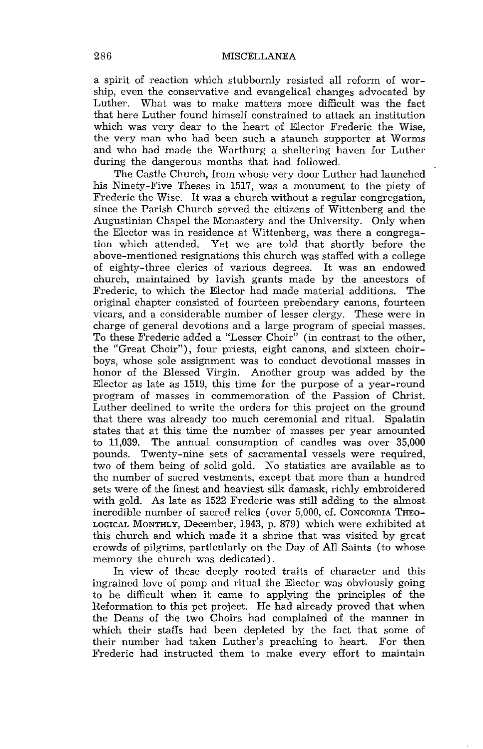a spirit of reaction which stubbornly resisted all reform of worship, even the conservative and evangelical changes advocated by Luther. What was to make matters more difficult was the fact that here Luther found himself constrained to attack an institution which was very dear to the heart of Elector Frederic the Wise, the very man who had been such a staunch supporter at Worms and who had made the Wartburg a sheltering haven for Luther during the dangerous months that had followed.

The Castle Church, from whose very door Luther had launched his Ninety-Five Theses in 1517, was a monument to the piety of Frederic the Wise. It was a church without a regular congregation, since the Parish Church served the citizens of Wittenberg and the Augustinian Chapel the Monastery and the University. Only when the Elector was in residence at Wittenberg, was there a congregation which attended. Yet we are told that shortly before the above-mentioned resignations this church was staffed with a college of eighty-three clerics of various degrees. It was an endowed church, maintained by lavish grants made by the ancestors of Frederic, to which the Elector had made material additions. The original chapter consisted of fourteen prebendary canons, fourteen vicars, and a considerable number of lesser clergy. These were in charge of general devotions and a large program of special masses. To these Frederic added a "Lesser Choir" (in contrast to the other, the "Great Choir"), four priests, eight canons, and sixteen choirboys, whose sole assignment was to conduct devotional masses in honor of the Blessed Virgin. Another group was added by the Elector as late as 1519, this time for the purpose of a year-round program of masses in commemoration of the Passion of Christ. Luther declined to write the orders for this project on the ground that there was already too much ceremonial and ritual. Spalatin states that at this time the number of masses per year amounted to 11,039. The annual consumption of candles was over 35,000 pounds. Twenty-nine sets of sacramental vessels were required, two of them being of solid gold. No statistics are available as to the number of sacred vestments, except that more than a hundred sets were of the finest and heaviest silk damask, richly embroidered with gold. As late as 1522 Frederic was still adding to the almost incredible number of sacred relics (over 5,000, cf. CONCORDIA THEOLOGICAL MONTHLY, December, 1943, p. 879) which were exhibited at this church and which made it a shrine that was visited by great crowds of pilgrims, particularly on the Day of All Saints (to whose memory the church was dedicated).

In view of these deeply rooted traits of character and this ingrained love of pomp and ritual the Elector was obviously going to be difficult when it came to applying the principles of the Reformation to this pet project. He had already proved that when the Deans of the two Choirs had complained of the manner in which their staffs had been depleted by the fact that some of their number had taken Luther's preaching to heart. For then Frederic had instructed them to make every effort to maintain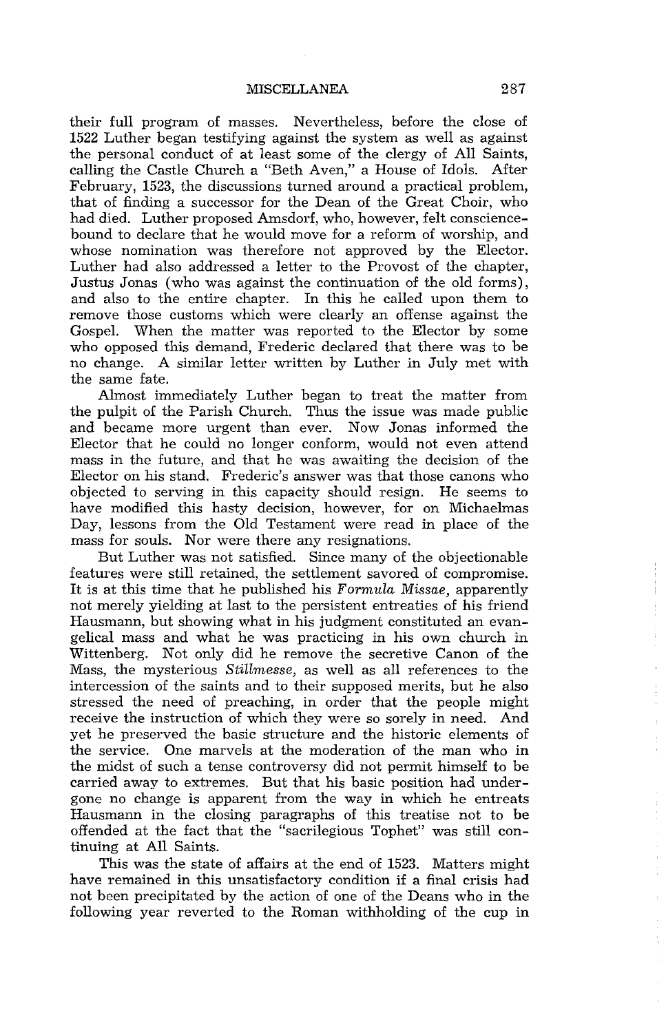their full program of masses. Nevertheless, before the close of 1522 Luther began testifying against the system as well as against the personal conduct of at least some of the clergy of All Saints, calling the Castle Church a "Beth Aven," a House of Idols. After February, 1523, the discussions turned around a practical problem, that of finding a successor for the Dean of the Great Choir, who had died. Luther proposed Amsdorf, who, however, felt conscience-bound to declare that he would move for a reform of worship, and whose nomination was therefore not approved by the Elector. Luther had also addressed a letter to the Provost of the chapter, Justus Jonas (who was against the continuation of the old forms), and also to the entire chapter. In this he called upon them to remove those customs which were clearly an offense against the Gospel. When the matter was reported to the Elector by some who opposed this demand, Frederic declared that there was to be no change. A similar letter written by Luther in July met with the same fate.

Almost immediately Luther began to treat the matter from the pulpit of the Parish Church. Thus the issue was made public and became more urgent than ever. Now Jonas informed the Elector that he could no longer conform, would not even attend mass in the future, and that he was awaiting the decision of the Elector on his stand. Frederic's answer was that those canons who objected to serving in this capacity should resign. He seems to have modified this hasty decision, however, for on Michaelmas Day, lessons from the Old Testament were read in place of the mass for souls. Nor were there any resignations.

But Luther was not satisfied. Since many of the objectionable features were still retained, the settlement savored of compromise. It is at this time that he published his *Formula Missae,* apparently not merely yielding at last to the persistent entreaties of his friend Hausmann, but showing what in his judgment constituted an evangelical mass and what he was practicing in his own church in Wittenberg. Not only did he remove the secretive Canon of the Mass, the mysterious *Stillmesse,* as well as all references to the intercession of the saints and to their supposed merits, but he also stressed the need of preaching, in order that the people might receive the instruction of which they were so sorely in need. And yet he preserved the basic structure and the historic elements of the service. One marvels at the moderation of the man who in the midst of such a tense controversy did not permit himself to be carried away to extremes. But that his basic position had undergone no change is apparent from the way in which he entreats Hausmann in the closing paragraphs of this treatise not to be offended at the fact that the "sacrilegious Tophet" was still continuing at All Saints.

This was the state of affairs at the end of 1523. Matters might have remained in this unsatisfactory condition if a final crisis had not been precipitated by the action of one of the Deans who in the following year reverted to the Roman withholding of the cup in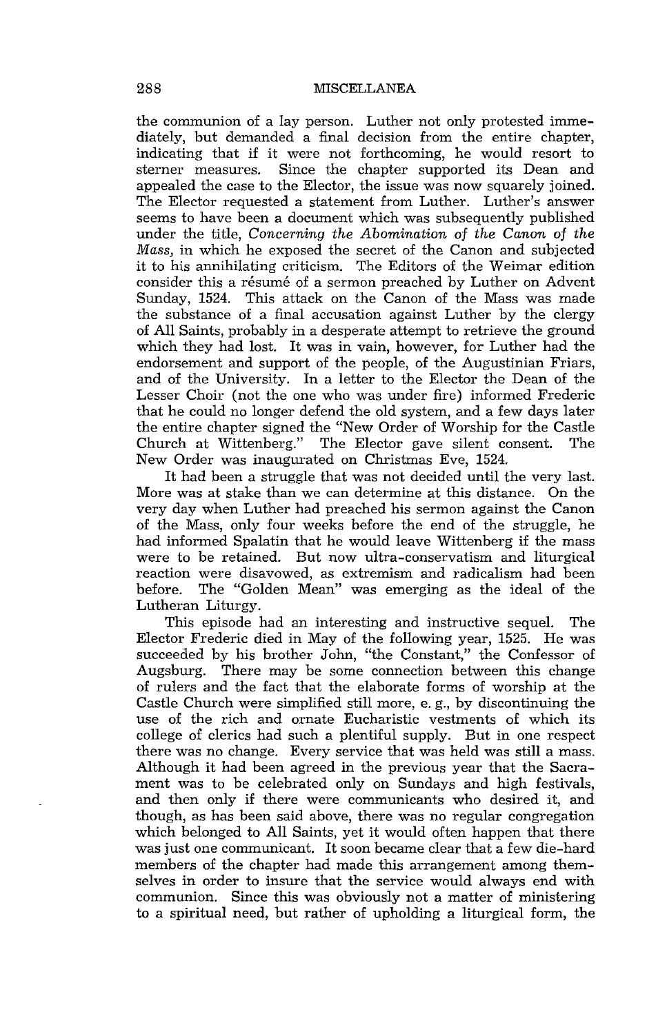the communion of a lay person. Luther not only protested immediately, but demanded a final decision from the entire chapter, indicating that if it were not forthcoming, he would resort to sterner measures. Since the chapter supported its Dean and appealed the case to the Elector, the issue was now squarely joined. The Elector requested a statement from Luther. Luther's answer seems to have been a document which was subsequently published under the title, *Concerning the Abomination of the Canon of the Mass,* in which he exposed the secret of the Canon and subjected it to his annihilating criticism. The Editors of the Weimar edition consider this a résumé of a sermon preached by Luther on Advent Sunday, 1524. This attack on the Canon of the Mass was made the substance of a final accusation against Luther by the clergy of All Saints, probably in a desperate attempt to retrieve the ground which they had lost. It was in vain, however, for Luther had the endorsement and support of the people, of the Augustinian Friars, and of the University. In a letter to the Elector the Dean of the Lesser Choir (not the one who was under fire) informed Frederic that he could no longer defend the old system, and a few days later the entire chapter signed the "New Order of Worship for the Castle Church at Wittenberg." The Elector gave silent consent. The New Order was inaugurated on Christmas Eve, 1524.

It had been a struggle that was not decided until the very last. More was at stake than we can determine at this distance. On the very day when Luther had preached his sermon against the Canon of the Mass, only four weeks before the end of the struggle, he had informed Spalatin that he would leave Wittenberg if the mass were to be retained. But now ultra-conservatism and liturgical reaction were disavowed, as extremism and radicalism had been before. The "Golden Mean" was emerging as the ideal of the Lutheran Liturgy.

This episode had an interesting and instructive sequel. The Elector Frederic died in May of the following year, 1525. He was succeeded by his brother John, "the Constant," the Confessor of Augsburg. There may be some connection between this change of rulers and the fact that the elaborate forms of worship at the Castle Church were simplified still more, e. g., by discontinuing the use of the rich and ornate Eucharistic vestments of which its college of clerics had such a plentiful supply. But in one respect there was no change. Every service that was held was still a mass. Although it had been agreed in the previous year that the Sacrament was to be celebrated only on Sundays and high festivals, and then only if there were communicants who desired it, and though, as has been said above, there was no regular congregation which belonged to All Saints, yet it would often happen that there was just one communicant. It soon became clear that a few die-hard members of the chapter had made this arrangement among themselves in order to insure that the service would always end with communion. Since this was obviously not a matter of ministering to a spiritual need, but rather of upholding a liturgical form, the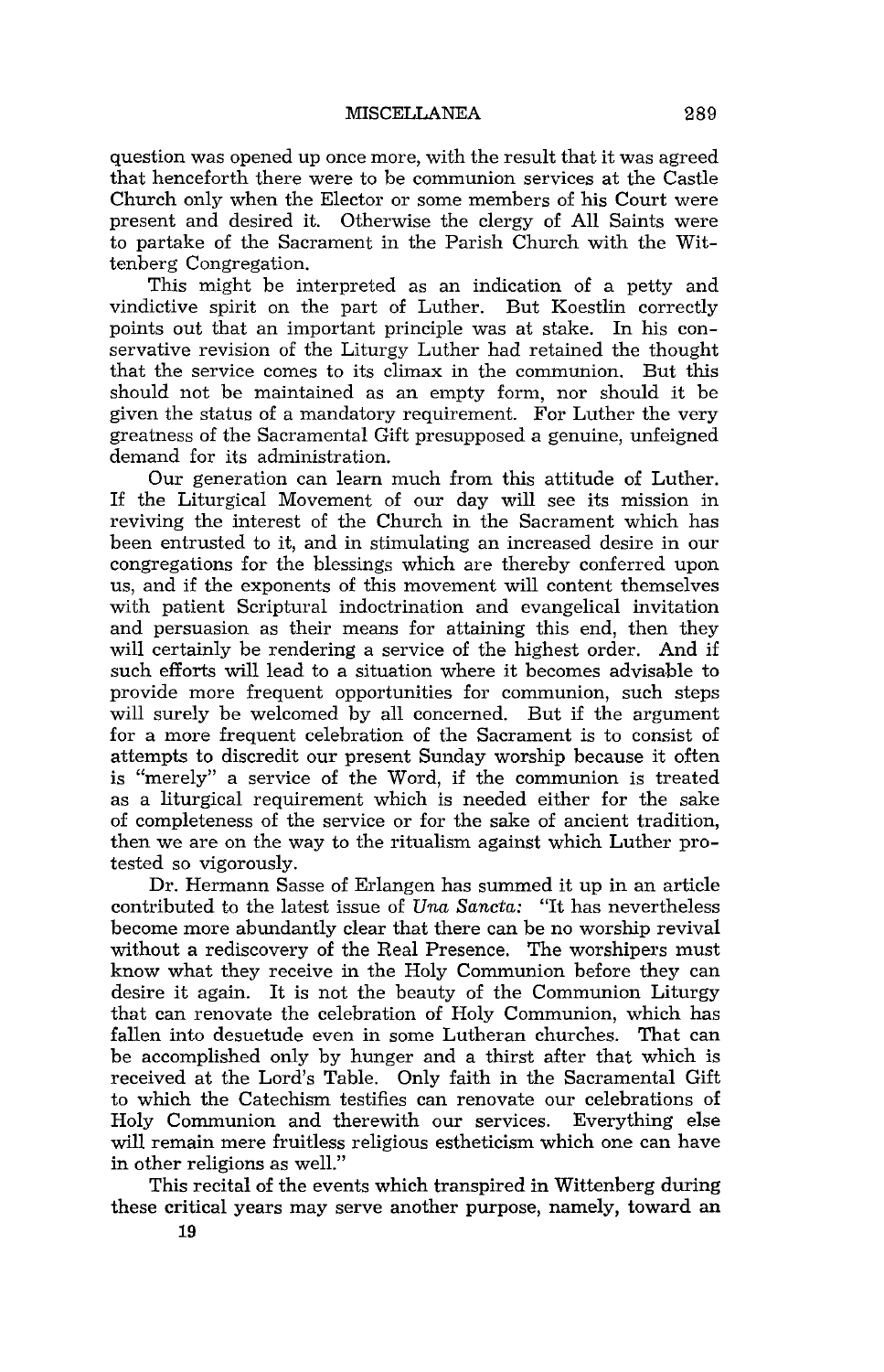question was opened up once more, with the result that it was agreed that henceforth there were to be communion services at the Castle Church only when the Elector or some members of his Court were present and desired it. Otherwise the clergy of All Saints were to partake of the Sacrament in the Parish Church with the Wittenberg Congregation.

This might be interpreted as an indication of a petty and vindictive spirit on the part of Luther. But Koestlin correctly points out that an important principle was at stake. In his conservative revision of the Liturgy Luther had retained the thought that the service comes to its climax in the communion. But this should not be maintained as an empty form, nor should it be given the status of a mandatory requirement. For Luther the very greatness of the Sacramental Gift presupposed a genuine, unfeigned demand for its administration.

Our generation can learn much from this attitude of Luther. If the Liturgical Movement of our day will see its mission in reviving the interest of the Church in the Sacrament which has been entrusted to it, and in stimulating an increased desire in our congregations for the blessings which are thereby conferred upon us, and if the exponents of this movement will content themselves with patient Scriptural indoctrination and evangelical invitation and persuasion as their means for attaining this end, then they will certainly be rendering a service of the highest order. And if such efforts will lead to a situation where it becomes advisable to provide more frequent opportunities for communion, such steps will surely be welcomed by all concerned. But if the argument for a more frequent celebration of the Sacrament is to consist of attempts to discredit our present Sunday worship because it often is "merely" a service of the Word, if the communion is treated as a liturgical requirement which is needed either for the sake of completeness of the service or for the sake of ancient tradition, then we are on the way to the ritualism against which Luther protested so vigorously.

Dr. Hermann Sasse of Erlangen has summed it up in an article contributed to the latest issue of *Una Sancta:* "It has nevertheless become more abundantly clear that there can be no worship revival without a rediscovery of the Real Presence. The worshipers must know what they receive in the Holy Communion before they can desire it again. It is not the beauty of the Communion Liturgy that can renovate the celebration of Holy Communion, which has fallen into desuetude even in some Lutheran churches. That can be accomplished only by hunger and a thirst after that which is received at the Lord's Table. Only faith in the Sacramental Gift to which the Catechism testifies can renovate our celebrations of Holy Communion and therewith our services. Everything else will remain mere fruitless religious estheticism which one can have in other religions as well."

This recital of the events which transpired in Wittenberg during these critical years may serve another purpose, namely, toward an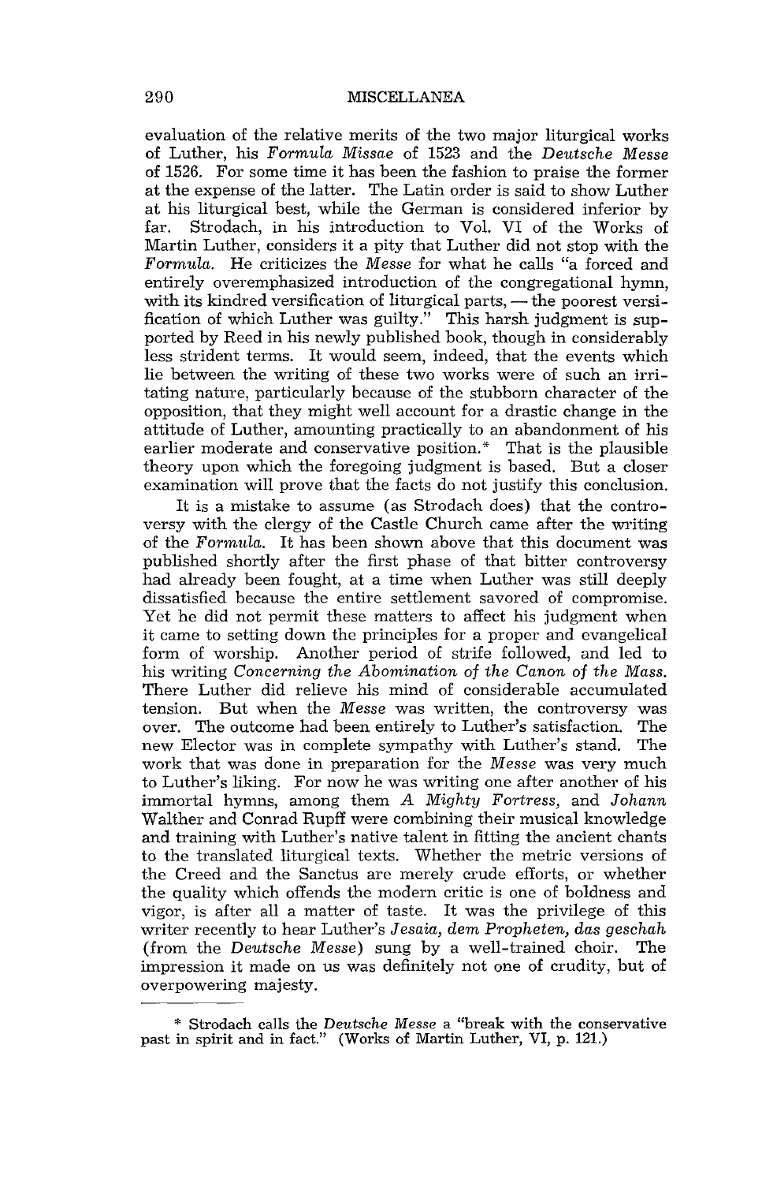evaluation of the relative merits of the two major liturgical works of Luther, his *Formula Missae* of 1523 and the *Deutsche Messe* of 1526. For some time it has been the fashion to praise the former at the expense of the latter. The Latin order is said to show Luther at his liturgical best, while the German is considered inferior by far. Strodach, in his introduction to Vol. VI of the Works of Martin Luther, considers it a pity that Luther did not stop with the *Formula*. He criticizes the *Messe* for what he calls "a forced and entirely overemphasized introduction of the congregational hymn, with its kindred versification of liturgical parts, — the poorest versification of which Luther was guilty." This harsh judgment is supported by Reed in his newly published book, though in considerably less strident terms. It would seem, indeed, that the events which lie between the writing of these two works were of such an irritating nature, particularly because of the stubborn character of the opposition, that they might well account for a drastic change in the attitude of Luther, amounting practically to an abandonment of his earlier moderate and conservative position.* That is the plausible theory upon which the foregoing judgment is based. But a closer examination will prove that the facts do not justify this conclusion.

It is a mistake to assume (as Strodach does) that the controversy with the clergy of the Castle Church came after the writing of the *Formula*. It has been shown above that this document was published shortly after the first phase of that bitter controversy had already been fought, at a time when Luther was still deeply dissatisfied because the entire settlement savored of compromise. Yet he did not permit these matters to affect his judgment when it came to setting down the principles for a proper and evangelical form of worship. Another period of strife followed, and led to his writing *Concerning the Abomination of the Canon of the Mass.* There Luther did relieve his mind of considerable accumulated tension. But when the *Messe* was written, the controversy was over. The outcome had been entirely to Luther's satisfaction. The new Elector was in complete sympathy with Luther's stand. The work that was done in preparation for the *Messe* was very much to Luther's liking. For now he was writing one after another of his immortal hymns, among them *A Mighty Fortress*, and *Johann* Walther and Conrad Rupff were combining their musical knowledge and training with Luther's native talent in fitting the ancient chants to the translated liturgical texts. Whether the metric versions of the Creed and the Sanctus are merely crude efforts, or whether the quality which offends the modern critic is one of boldness and vigor, is after all a matter of taste. It was the privilege of this writer recently to hear Luther's *Jesaia, dem Propheten, das geschah* (from the *Deutsche Messe*) sung by a well-trained choir. The impression it made on us was definitely not one of crudity, but of overpowering majesty.

---

\* Strodach calls the *Deutsche Messe* a "break with the conservative past in spirit and in fact." (Works of Martin Luther, VI, p. 121.)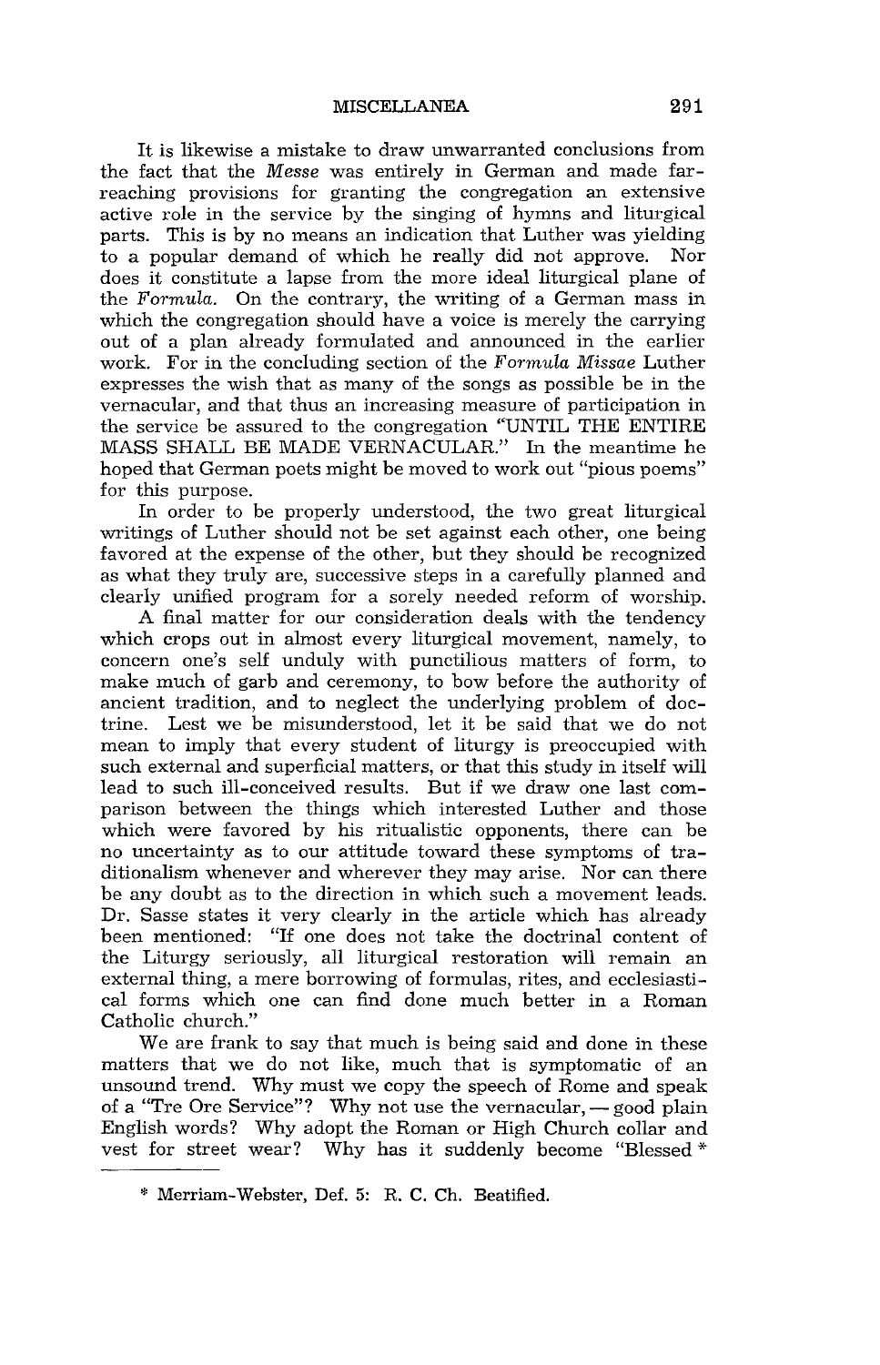It is likewise a mistake to draw unwarranted conclusions from the fact that the *Messe* was entirely in German and made far-reaching provisions for granting the congregation an extensive active role in the service by the singing of hymns and liturgical parts. This is by no means an indication that Luther was yielding to a popular demand of which he really did not approve. Nor does it constitute a lapse from the more ideal liturgical plane of the *Formula*. On the contrary, the writing of a German mass in which the congregation should have a voice is merely the carrying out of a plan already formulated and announced in the earlier work. For in the concluding section of the *Formula Missae* Luther expresses the wish that as many of the songs as possible be in the vernacular, and that thus an increasing measure of participation in the service be assured to the congregation "UNTIL THE ENTIRE MASS SHALL BE MADE VERNACULAR." In the meantime he hoped that German poets might be moved to work out "pious poems" for this purpose.

In order to be properly understood, the two great liturgical writings of Luther should not be set against each other, one being favored at the expense of the other, but they should be recognized as what they truly are, successive steps in a carefully planned and clearly unified program for a sorely needed reform of worship.

A final matter for our consideration deals with the tendency which crops out in almost every liturgical movement, namely, to concern one's self unduly with punctilious matters of form, to make much of garb and ceremony, to bow before the authority of ancient tradition, and to neglect the underlying problem of doctrine. Lest we be misunderstood, let it be said that we do not mean to imply that every student of liturgy is preoccupied with such external and superficial matters, or that this study in itself will lead to such ill-conceived results. But if we draw one last comparison between the things which interested Luther and those which were favored by his ritualistic opponents, there can be no uncertainty as to our attitude toward these symptoms of traditionalism whenever and wherever they may arise. Nor can there be any doubt as to the direction in which such a movement leads. Dr. Sasse states it very clearly in the article which has already been mentioned: "If one does not take the doctrinal content of the Liturgy seriously, all liturgical restoration will remain an external thing, a mere borrowing of formulas, rites, and ecclesiastical forms which one can find done much better in a Roman Catholic church."

We are frank to say that much is being said and done in these matters that we do not like, much that is symptomatic of an unsound trend. Why must we copy the speech of Rome and speak of a "Tre Ore Service"? Why not use the vernacular, — good plain English words? Why adopt the Roman or High Church collar and vest for street wear? Why has it suddenly become "Blessed *

---

\* Merriam-Webster, Def. 5: R. C. Ch. Beatified.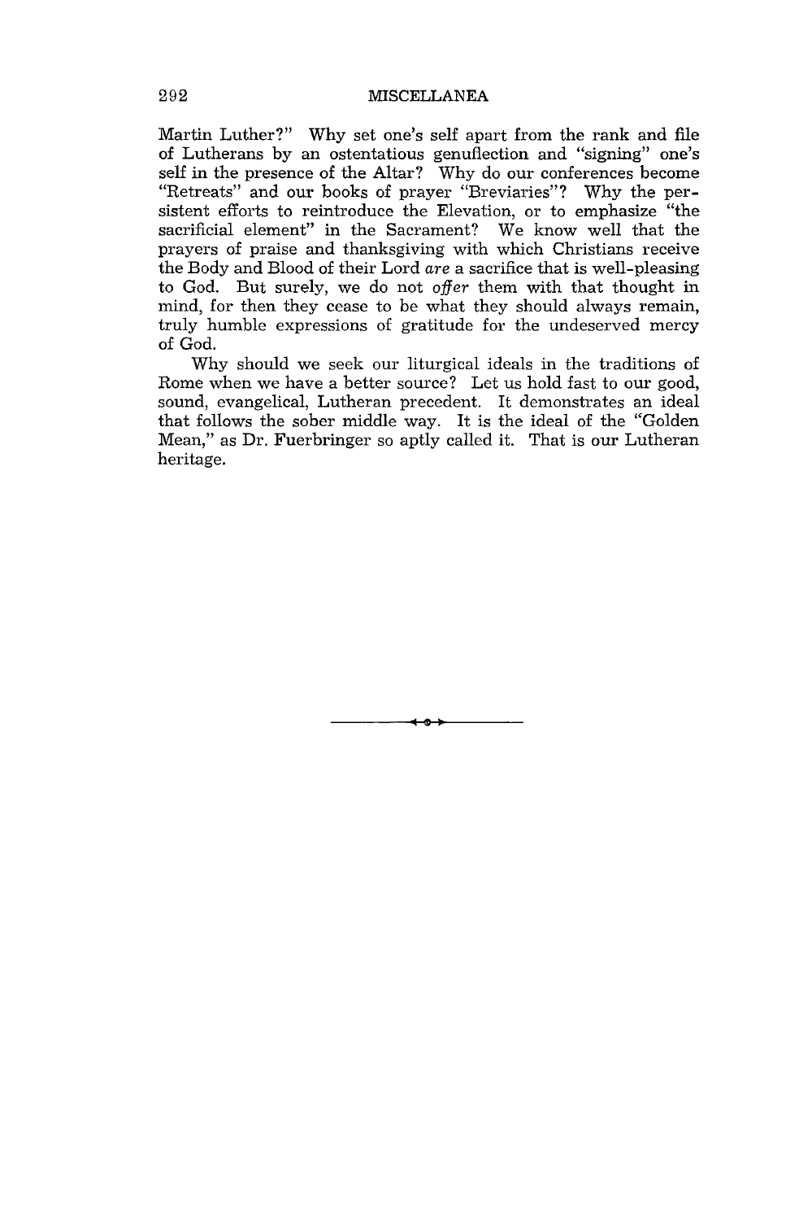Martin Luther?" Why set one's self apart from the rank and file of Lutherans by an ostentatious genuflection and "signing" one's self in the presence of the Altar? Why do our conferences become "Retreats" and our books of prayer "Breviaries"? Why the persistent efforts to reintroduce the Elevation, or to emphasize "the sacrificial element" in the Sacrament? We know well that the prayers of praise and thanksgiving with which Christians receive the Body and Blood of their Lord *are* a sacrifice that is well-pleasing to God. But surely, we do not *offer* them with that thought in mind, for then they cease to be what they should always remain, truly humble expressions of gratitude for the undeserved mercy of God.

Why should we seek our liturgical ideals in the traditions of Rome when we have a better source? Let us hold fast to our good, sound, evangelical, Lutheran precedent. It demonstrates an ideal that follows the sober middle way. It is the ideal of the "Golden Mean," as Dr. Fuerbringer so aptly called it. That is our Lutheran heritage.